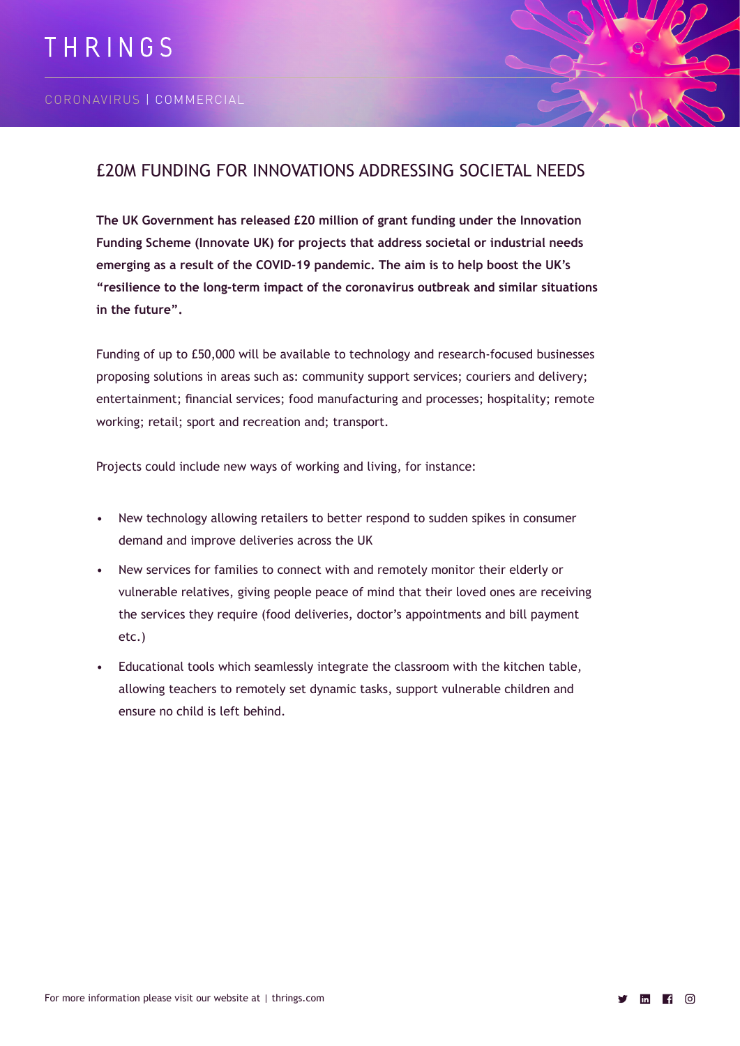THRINGS

CORONAVIRUS | COMMERCIAL

## £20M FUNDING FOR INNOVATIONS ADDRESSING SOCIETAL NEEDS

**The UK Government has released £20 million of grant funding under the Innovation Funding Scheme (Innovate UK) for projects that address societal or industrial needs emerging as a result of the COVID-19 pandemic. The aim is to help boost the UK's "resilience to the long-term impact of the coronavirus outbreak and similar situations in the future".**

Funding of up to £50,000 will be available to technology and research-focused businesses proposing solutions in areas such as: community support services; couriers and delivery; entertainment; financial services; food manufacturing and processes; hospitality; remote working; retail; sport and recreation and; transport.

Projects could include new ways of working and living, for instance:

- New technology allowing retailers to better respond to sudden spikes in consumer demand and improve deliveries across the UK
- New services for families to connect with and remotely monitor their elderly or vulnerable relatives, giving people peace of mind that their loved ones are receiving the services they require (food deliveries, doctor's appointments and bill payment etc.)
- Educational tools which seamlessly integrate the classroom with the kitchen table, allowing teachers to remotely set dynamic tasks, support vulnerable children and ensure no child is left behind.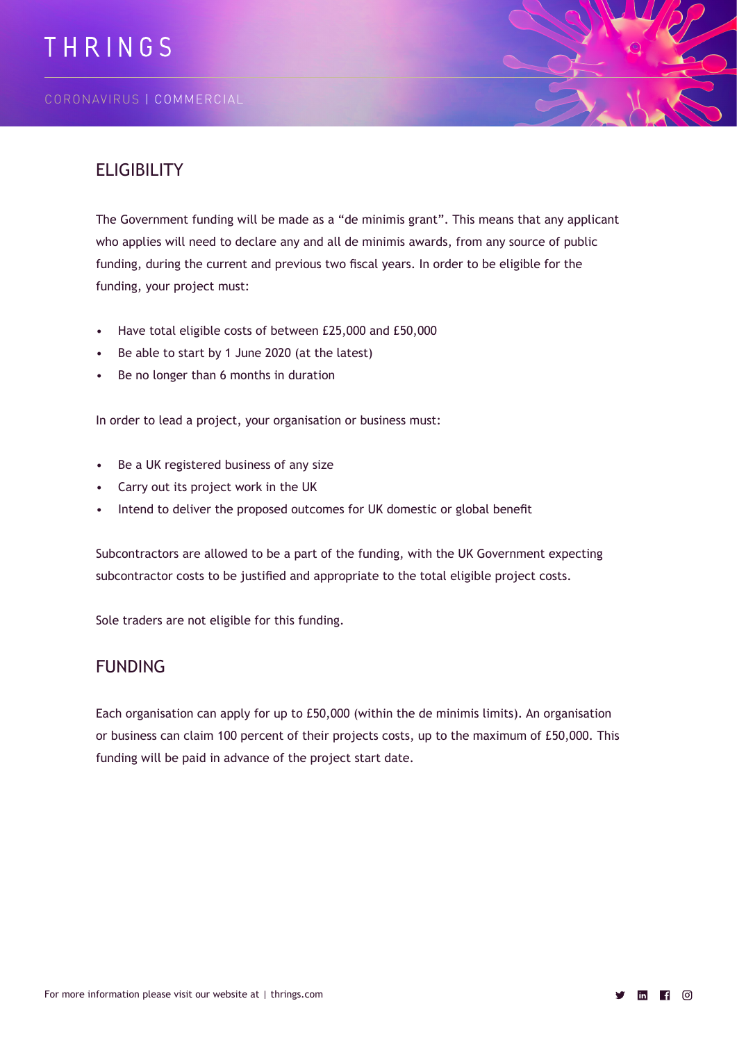## ELIGIBILITY

The Government funding will be made as a "de minimis grant". This means that any applicant who applies will need to declare any and all de minimis awards, from any source of public funding, during the current and previous two fiscal years. In order to be eligible for the funding, your project must:

- Have total eligible costs of between £25,000 and £50,000
- Be able to start by 1 June 2020 (at the latest)
- Be no longer than 6 months in duration

In order to lead a project, your organisation or business must:

- Be a UK registered business of any size
- Carry out its project work in the UK
- Intend to deliver the proposed outcomes for UK domestic or global benefit

Subcontractors are allowed to be a part of the funding, with the UK Government expecting subcontractor costs to be justified and appropriate to the total eligible project costs.

Sole traders are not eligible for this funding.

## FUNDING

Each organisation can apply for up to £50,000 (within the de minimis limits). An organisation or business can claim 100 percent of their projects costs, up to the maximum of £50,000. This funding will be paid in advance of the project start date.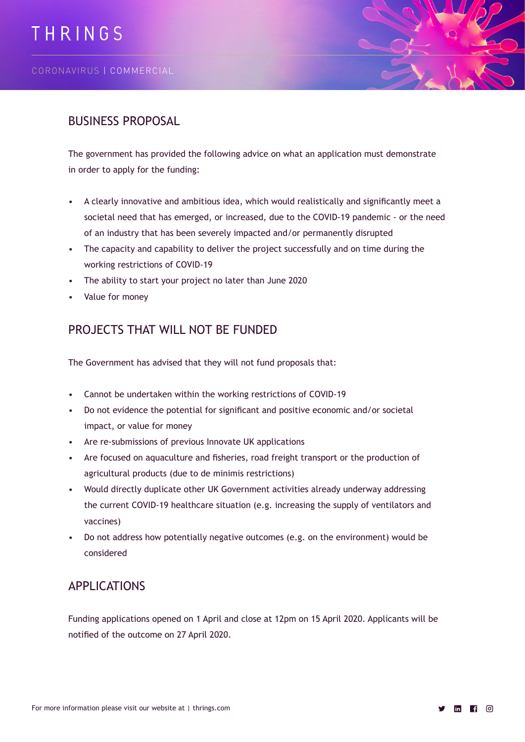## BUSINESS PROPOSAL

The government has provided the following advice on what an application must demonstrate in order to apply for the funding:

- A clearly innovative and ambitious idea, which would realistically and significantly meet a societal need that has emerged, or increased, due to the COVID-19 pandemic - or the need of an industry that has been severely impacted and/or permanently disrupted
- The capacity and capability to deliver the project successfully and on time during the working restrictions of COVID-19
- The ability to start your project no later than June 2020
- Value for money

## PROJECTS THAT WILL NOT BE FUNDED

The Government has advised that they will not fund proposals that:

- Cannot be undertaken within the working restrictions of COVID-19
- Do not evidence the potential for significant and positive economic and/or societal impact, or value for money
- Are re-submissions of previous Innovate UK applications
- Are focused on aquaculture and fisheries, road freight transport or the production of agricultural products (due to de minimis restrictions)
- Would directly duplicate other UK Government activities already underway addressing the current COVID-19 healthcare situation (e.g. increasing the supply of ventilators and vaccines)
- Do not address how potentially negative outcomes (e.g. on the environment) would be considered

## APPLICATIONS

Funding applications opened on 1 April and close at 12pm on 15 April 2020. Applicants will be notified of the outcome on 27 April 2020.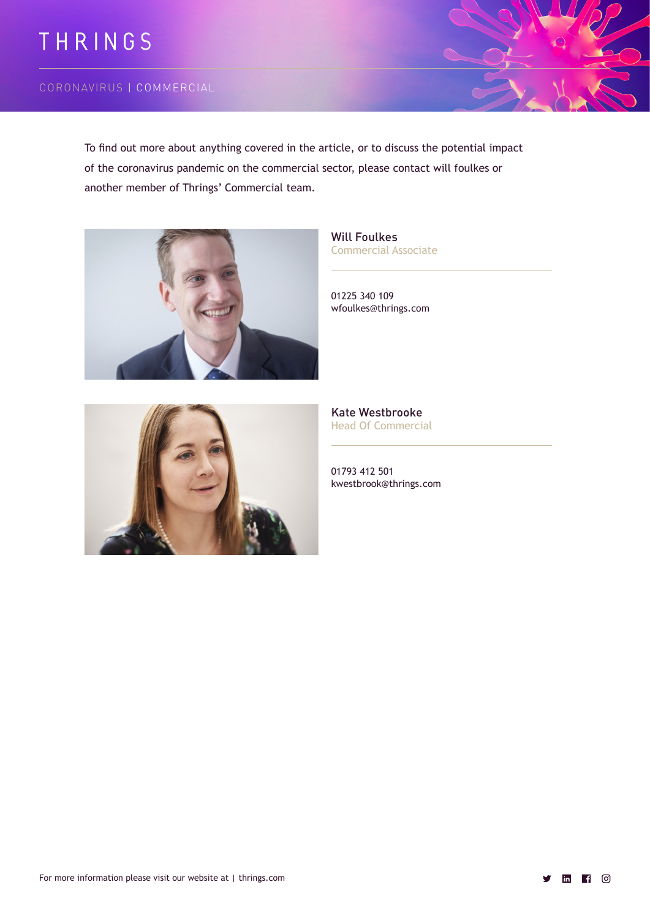To find out more about anything covered in the article, or to discuss the potential impact of the coronavirus pandemic on the commercial sector, please contact will foulkes or another member of Thrings' Commercial team.

**Will Foulkes**
Commercial Associate

01225 340 109
wfoulkes@thrings.com

**Kate Westbrooke**
Head Of Commercial

01793 412 501
kwestbrook@thrings.com

For more information please visit our website at | thrings.com